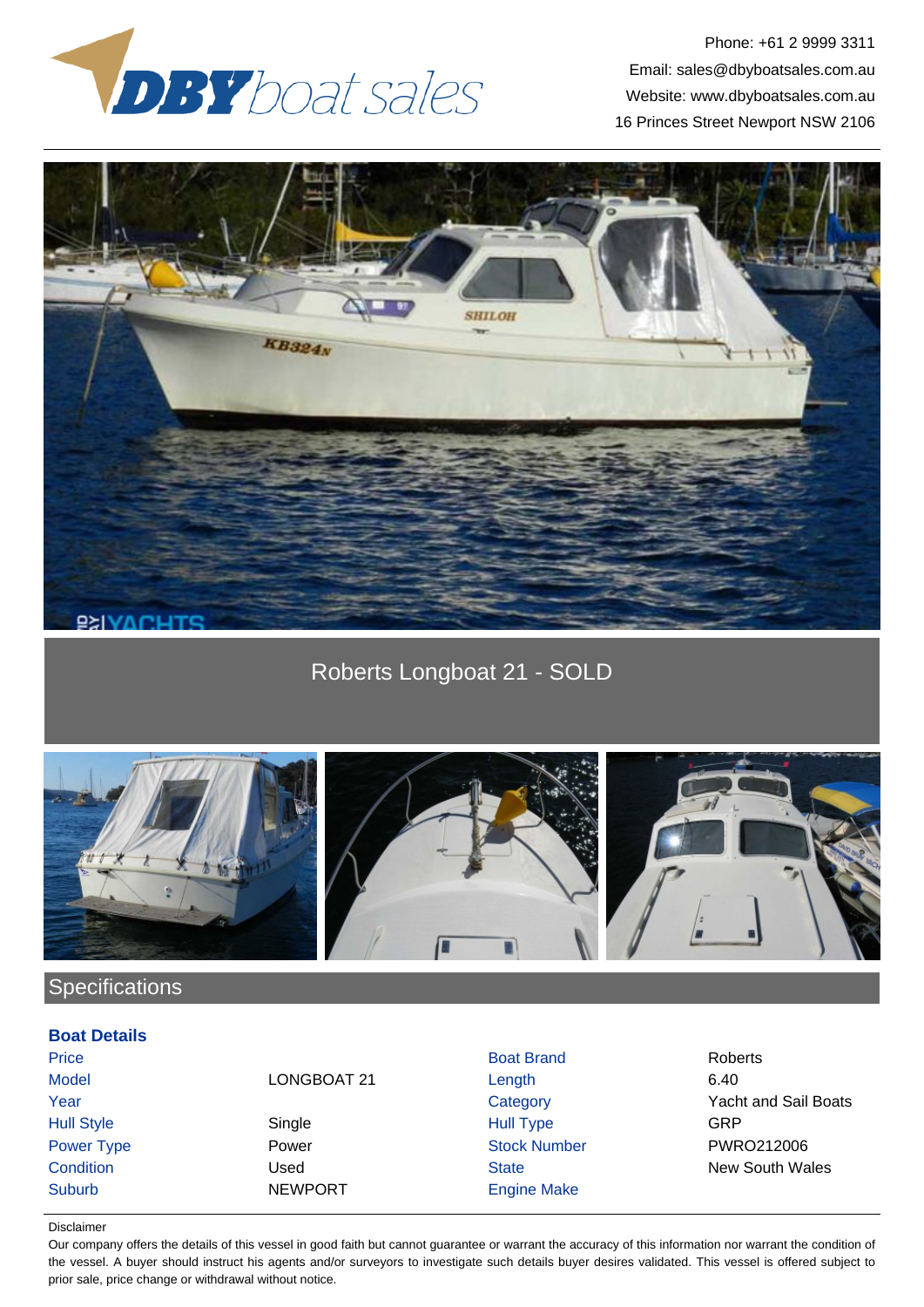DBY boat sales

Phone: +61 2 9999 3311
Email: sales@dbyboatsales.com.au
Website: www.dbyboatsales.com.au
16 Princes Street Newport NSW 2106

# Roberts Longboat 21 - SOLD

## Specifications

### Boat Details

| | | | |
|---|---|---|---|
| Price | | Boat Brand | Roberts |
| Model | LONGBOAT 21 | Length | 6.40 |
| Year | | Category | Yacht and Sail Boats |
| Hull Style | Single | Hull Type | GRP |
| Power Type | Power | Stock Number | PWRO212006 |
| Condition | Used | State | New South Wales |
| Suburb | NEWPORT | Engine Make | |

Disclaimer

Our company offers the details of this vessel in good faith but cannot guarantee or warrant the accuracy of this information nor warrant the condition of the vessel. A buyer should instruct his agents and/or surveyors to investigate such details buyer desires validated. This vessel is offered subject to prior sale, price change or withdrawal without notice.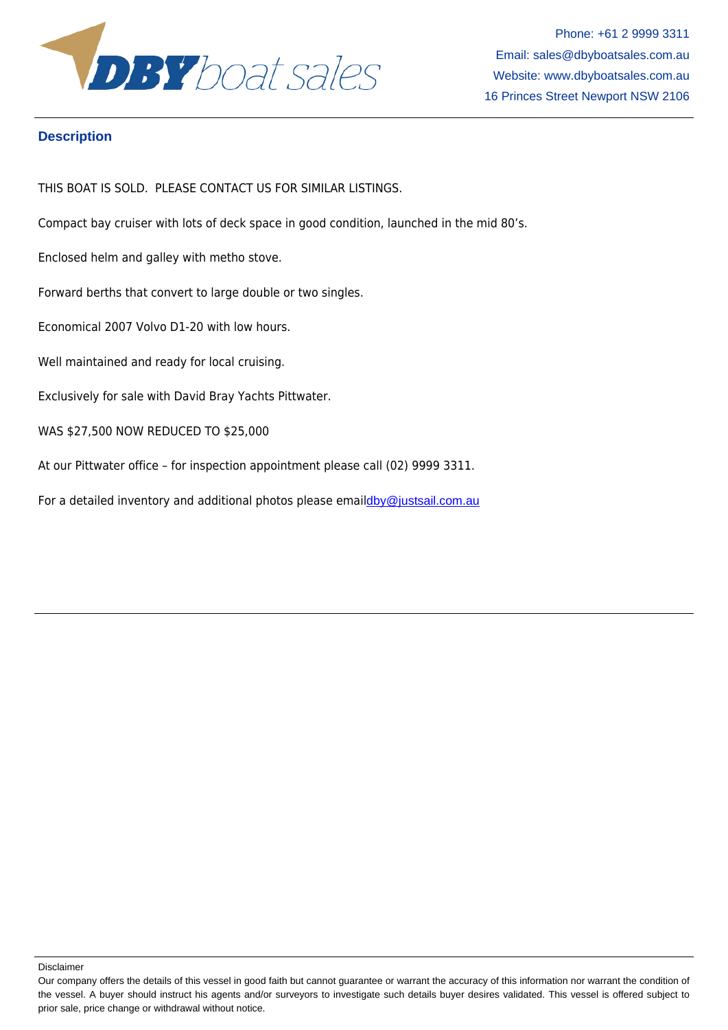## Description

THIS BOAT IS SOLD. PLEASE CONTACT US FOR SIMILAR LISTINGS.

Compact bay cruiser with lots of deck space in good condition, launched in the mid 80's.

Enclosed helm and galley with metho stove.

Forward berths that convert to large double or two singles.

Economical 2007 Volvo D1-20 with low hours.

Well maintained and ready for local cruising.

Exclusively for sale with David Bray Yachts Pittwater.

WAS $27,500 NOW REDUCED TO $25,000

At our Pittwater office – for inspection appointment please call (02) 9999 3311.

For a detailed inventory and additional photos please emaildby@justsail.com.au

Disclaimer

Our company offers the details of this vessel in good faith but cannot guarantee or warrant the accuracy of this information nor warrant the condition of the vessel. A buyer should instruct his agents and/or surveyors to investigate such details buyer desires validated. This vessel is offered subject to prior sale, price change or withdrawal without notice.